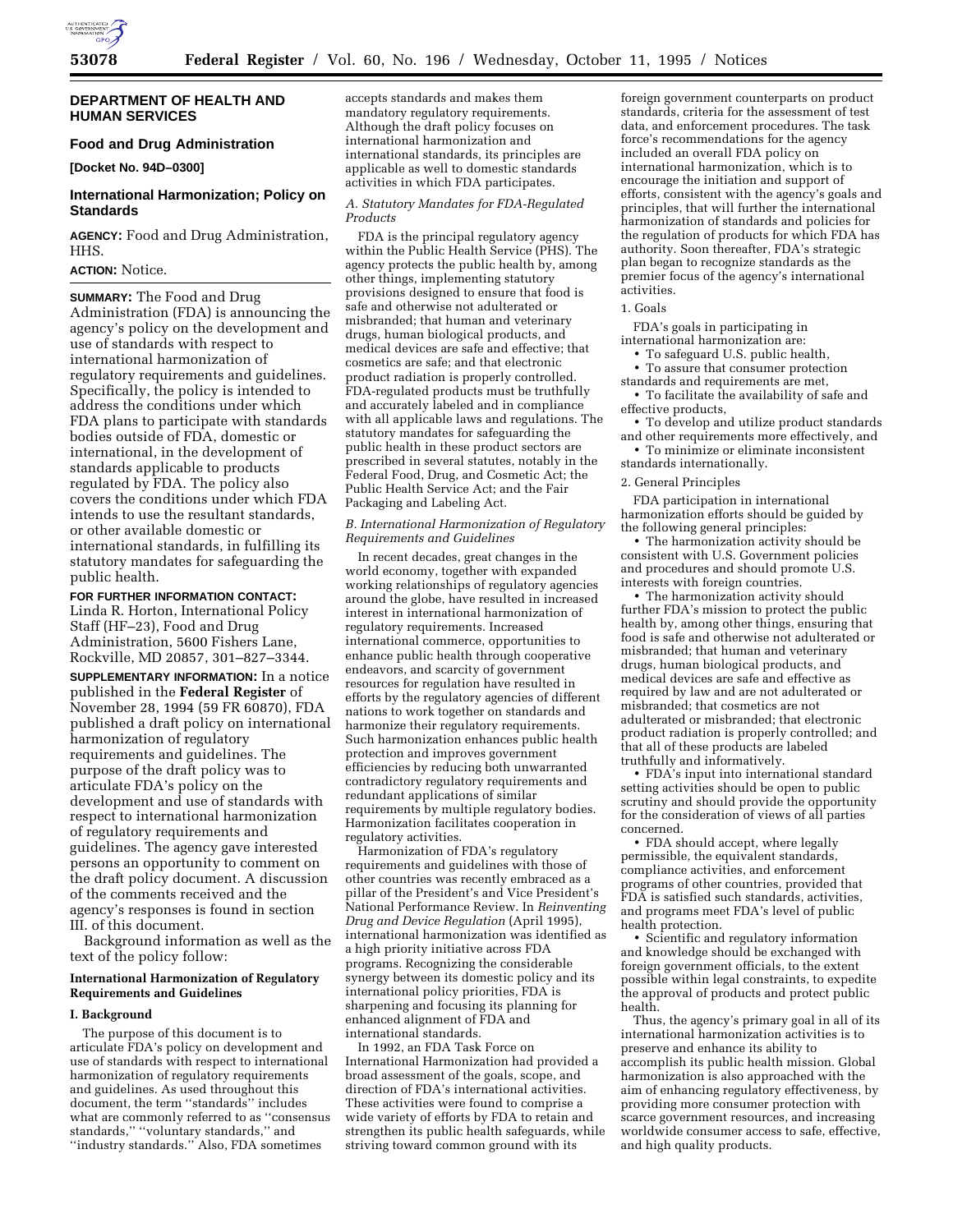## DEPARTMENT OF HEALTH AND HUMAN SERVICES

### Food and Drug Administration

**[Docket No. 94D–0300]**

### International Harmonization; Policy on Standards

**AGENCY:** Food and Drug Administration, HHS.

**ACTION:** Notice.

**SUMMARY:** The Food and Drug Administration (FDA) is announcing the agency's policy on the development and use of standards with respect to international harmonization of regulatory requirements and guidelines. Specifically, the policy is intended to address the conditions under which FDA plans to participate with standards bodies outside of FDA, domestic or international, in the development of standards applicable to products regulated by FDA. The policy also covers the conditions under which FDA intends to use the resultant standards, or other available domestic or international standards, in fulfilling its statutory mandates for safeguarding the public health.

**FOR FURTHER INFORMATION CONTACT:** Linda R. Horton, International Policy Staff (HF–23), Food and Drug Administration, 5600 Fishers Lane, Rockville, MD 20857, 301–827–3344.

**SUPPLEMENTARY INFORMATION:** In a notice published in the **Federal Register** of November 28, 1994 (59 FR 60870), FDA published a draft policy on international harmonization of regulatory requirements and guidelines. The purpose of the draft policy was to articulate FDA's policy on the development and use of standards with respect to international harmonization of regulatory requirements and guidelines. The agency gave interested persons an opportunity to comment on the draft policy document. A discussion of the comments received and the agency's responses is found in section III. of this document.

Background information as well as the text of the policy follow:

**International Harmonization of Regulatory Requirements and Guidelines**

**I. Background**

The purpose of this document is to articulate FDA's policy on development and use of standards with respect to international harmonization of regulatory requirements and guidelines. As used throughout this document, the term ''standards'' includes what are commonly referred to as ''consensus standards,'' ''voluntary standards,'' and ''industry standards.'' Also, FDA sometimes accepts standards and makes them mandatory regulatory requirements. Although the draft policy focuses on international harmonization and international standards, its principles are applicable as well to domestic standards activities in which FDA participates.

*A. Statutory Mandates for FDA-Regulated Products*

FDA is the principal regulatory agency within the Public Health Service (PHS). The agency protects the public health by, among other things, implementing statutory provisions designed to ensure that food is safe and otherwise not adulterated or misbranded; that human and veterinary drugs, human biological products, and medical devices are safe and effective; that cosmetics are safe; and that electronic product radiation is properly controlled. FDA-regulated products must be truthfully and accurately labeled and in compliance with all applicable laws and regulations. The statutory mandates for safeguarding the public health in these product sectors are prescribed in several statutes, notably in the Federal Food, Drug, and Cosmetic Act; the Public Health Service Act; and the Fair Packaging and Labeling Act.

*B. International Harmonization of Regulatory Requirements and Guidelines*

In recent decades, great changes in the world economy, together with expanded working relationships of regulatory agencies around the globe, have resulted in increased interest in international harmonization of regulatory requirements. Increased international commerce, opportunities to enhance public health through cooperative endeavors, and scarcity of government resources for regulation have resulted in efforts by the regulatory agencies of different nations to work together on standards and harmonize their regulatory requirements. Such harmonization enhances public health protection and improves government efficiencies by reducing both unwarranted contradictory regulatory requirements and redundant applications of similar requirements by multiple regulatory bodies. Harmonization facilitates cooperation in regulatory activities.

Harmonization of FDA's regulatory requirements and guidelines with those of other countries was recently embraced as a pillar of the President's and Vice President's National Performance Review. In *Reinventing Drug and Device Regulation* (April 1995), international harmonization was identified as a high priority initiative across FDA programs. Recognizing the considerable synergy between its domestic policy and its international policy priorities, FDA is sharpening and focusing its planning for enhanced alignment of FDA and international standards.

In 1992, an FDA Task Force on International Harmonization had provided a broad assessment of the goals, scope, and direction of FDA's international activities. These activities were found to comprise a wide variety of efforts by FDA to retain and strengthen its public health safeguards, while striving toward common ground with its foreign government counterparts on product standards, criteria for the assessment of test data, and enforcement procedures. The task force's recommendations for the agency included an overall FDA policy on international harmonization, which is to encourage the initiation and support of efforts, consistent with the agency's goals and principles, that will further the international harmonization of standards and policies for the regulation of products for which FDA has authority. Soon thereafter, FDA's strategic plan began to recognize standards as the premier focus of the agency's international activities.

1. Goals

FDA's goals in participating in international harmonization are:

- To safeguard U.S. public health,
- To assure that consumer protection standards and requirements are met,
- To facilitate the availability of safe and effective products,
- To develop and utilize product standards and other requirements more effectively, and
- To minimize or eliminate inconsistent standards internationally.

2. General Principles

FDA participation in international harmonization efforts should be guided by the following general principles:

- The harmonization activity should be consistent with U.S. Government policies and procedures and should promote U.S. interests with foreign countries.
- The harmonization activity should further FDA's mission to protect the public health by, among other things, ensuring that food is safe and otherwise not adulterated or misbranded; that human and veterinary drugs, human biological products, and medical devices are safe and effective as required by law and are not adulterated or misbranded; that cosmetics are not adulterated or misbranded; that electronic product radiation is properly controlled; and that all of these products are labeled truthfully and informatively.
- FDA's input into international standard setting activities should be open to public scrutiny and should provide the opportunity for the consideration of views of all parties concerned.
- FDA should accept, where legally permissible, the equivalent standards, compliance activities, and enforcement programs of other countries, provided that FDA is satisfied such standards, activities, and programs meet FDA's level of public health protection.
- Scientific and regulatory information and knowledge should be exchanged with foreign government officials, to the extent possible within legal constraints, to expedite the approval of products and protect public health.

Thus, the agency's primary goal in all of its international harmonization activities is to preserve and enhance its ability to accomplish its public health mission. Global harmonization is also approached with the aim of enhancing regulatory effectiveness, by providing more consumer protection with scarce government resources, and increasing worldwide consumer access to safe, effective, and high quality products.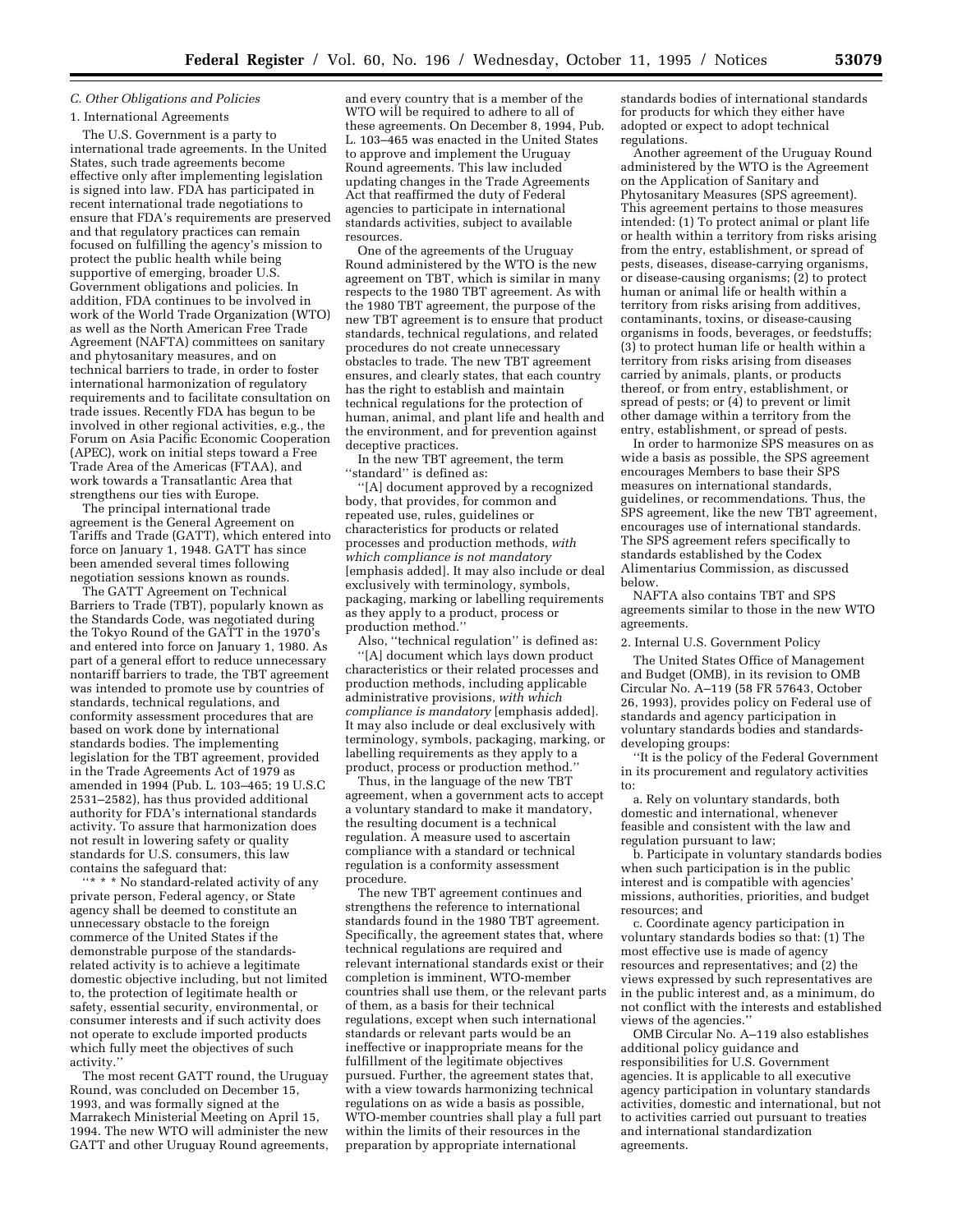### C. Other Obligations and Policies

#### 1. International Agreements

The U.S. Government is a party to international trade agreements. In the United States, such trade agreements become effective only after implementing legislation is signed into law. FDA has participated in recent international trade negotiations to ensure that FDA's requirements are preserved and that regulatory practices can remain focused on fulfilling the agency's mission to protect the public health while being supportive of emerging, broader U.S. Government obligations and policies. In addition, FDA continues to be involved in work of the World Trade Organization (WTO) as well as the North American Free Trade Agreement (NAFTA) committees on sanitary and phytosanitary measures, and on technical barriers to trade, in order to foster international harmonization of regulatory requirements and to facilitate consultation on trade issues. Recently FDA has begun to be involved in other regional activities, e.g., the Forum on Asia Pacific Economic Cooperation (APEC), work on initial steps toward a Free Trade Area of the Americas (FTAA), and work towards a Transatlantic Area that strengthens our ties with Europe.

The principal international trade agreement is the General Agreement on Tariffs and Trade (GATT), which entered into force on January 1, 1948. GATT has since been amended several times following negotiation sessions known as rounds.

The GATT Agreement on Technical Barriers to Trade (TBT), popularly known as the Standards Code, was negotiated during the Tokyo Round of the GATT in the 1970's and entered into force on January 1, 1980. As part of a general effort to reduce unnecessary nontariff barriers to trade, the TBT agreement was intended to promote use by countries of standards, technical regulations, and conformity assessment procedures that are based on work done by international standards bodies. The implementing legislation for the TBT agreement, provided in the Trade Agreements Act of 1979 as amended in 1994 (Pub. L. 103–465; 19 U.S.C 2531–2582), has thus provided additional authority for FDA's international standards activity. To assure that harmonization does not result in lowering safety or quality standards for U.S. consumers, this law contains the safeguard that:

''* * * No standard-related activity of any private person, Federal agency, or State agency shall be deemed to constitute an unnecessary obstacle to the foreign commerce of the United States if the demonstrable purpose of the standards-related activity is to achieve a legitimate domestic objective including, but not limited to, the protection of legitimate health or safety, essential security, environmental, or consumer interests and if such activity does not operate to exclude imported products which fully meet the objectives of such activity.''

The most recent GATT round, the Uruguay Round, was concluded on December 15, 1993, and was formally signed at the Marrakech Ministerial Meeting on April 15, 1994. The new WTO will administer the new GATT and other Uruguay Round agreements, and every country that is a member of the WTO will be required to adhere to all of these agreements. On December 8, 1994, Pub. L. 103–465 was enacted in the United States to approve and implement the Uruguay Round agreements. This law included updating changes in the Trade Agreements Act that reaffirmed the duty of Federal agencies to participate in international standards activities, subject to available resources.

One of the agreements of the Uruguay Round administered by the WTO is the new agreement on TBT, which is similar in many respects to the 1980 TBT agreement. As with the 1980 TBT agreement, the purpose of the new TBT agreement is to ensure that product standards, technical regulations, and related procedures do not create unnecessary obstacles to trade. The new TBT agreement ensures, and clearly states, that each country has the right to establish and maintain technical regulations for the protection of human, animal, and plant life and health and the environment, and for prevention against deceptive practices.

In the new TBT agreement, the term ''standard'' is defined as:

''[A] document approved by a recognized body, that provides, for common and repeated use, rules, guidelines or characteristics for products or related processes and production methods, *with which compliance is not mandatory* [emphasis added]. It may also include or deal exclusively with terminology, symbols, packaging, marking or labelling requirements as they apply to a product, process or production method.''

Also, ''technical regulation'' is defined as:

''[A] document which lays down product characteristics or their related processes and production methods, including applicable administrative provisions, *with which compliance is mandatory* [emphasis added]. It may also include or deal exclusively with terminology, symbols, packaging, marking, or labelling requirements as they apply to a product, process or production method.''

Thus, in the language of the new TBT agreement, when a government acts to accept a voluntary standard to make it mandatory, the resulting document is a technical regulation. A measure used to ascertain compliance with a standard or technical regulation is a conformity assessment procedure.

The new TBT agreement continues and strengthens the reference to international standards found in the 1980 TBT agreement. Specifically, the agreement states that, where technical regulations are required and relevant international standards exist or their completion is imminent, WTO-member countries shall use them, or the relevant parts of them, as a basis for their technical regulations, except when such international standards or relevant parts would be an ineffective or inappropriate means for the fulfillment of the legitimate objectives pursued. Further, the agreement states that, with a view towards harmonizing technical regulations on as wide a basis as possible, WTO-member countries shall play a full part within the limits of their resources in the preparation by appropriate international standards bodies of international standards for products for which they either have adopted or expect to adopt technical regulations.

Another agreement of the Uruguay Round administered by the WTO is the Agreement on the Application of Sanitary and Phytosanitary Measures (SPS agreement). This agreement pertains to those measures intended: (1) To protect animal or plant life or health within a territory from risks arising from the entry, establishment, or spread of pests, diseases, disease-carrying organisms, or disease-causing organisms; (2) to protect human or animal life or health within a territory from risks arising from additives, contaminants, toxins, or disease-causing organisms in foods, beverages, or feedstuffs; (3) to protect human life or health within a territory from risks arising from diseases carried by animals, plants, or products thereof, or from entry, establishment, or spread of pests; or (4) to prevent or limit other damage within a territory from the entry, establishment, or spread of pests.

In order to harmonize SPS measures on as wide a basis as possible, the SPS agreement encourages Members to base their SPS measures on international standards, guidelines, or recommendations. Thus, the SPS agreement, like the new TBT agreement, encourages use of international standards. The SPS agreement refers specifically to standards established by the Codex Alimentarius Commission, as discussed below.

NAFTA also contains TBT and SPS agreements similar to those in the new WTO agreements.

#### 2. Internal U.S. Government Policy

The United States Office of Management and Budget (OMB), in its revision to OMB Circular No. A–119 (58 FR 57643, October 26, 1993), provides policy on Federal use of standards and agency participation in voluntary standards bodies and standards-developing groups:

''It is the policy of the Federal Government in its procurement and regulatory activities to:

a. Rely on voluntary standards, both domestic and international, whenever feasible and consistent with the law and regulation pursuant to law;

b. Participate in voluntary standards bodies when such participation is in the public interest and is compatible with agencies' missions, authorities, priorities, and budget resources; and

c. Coordinate agency participation in voluntary standards bodies so that: (1) The most effective use is made of agency resources and representatives; and (2) the views expressed by such representatives are in the public interest and, as a minimum, do not conflict with the interests and established views of the agencies.''

OMB Circular No. A–119 also establishes additional policy guidance and responsibilities for U.S. Government agencies. It is applicable to all executive agency participation in voluntary standards activities, domestic and international, but not to activities carried out pursuant to treaties and international standardization agreements.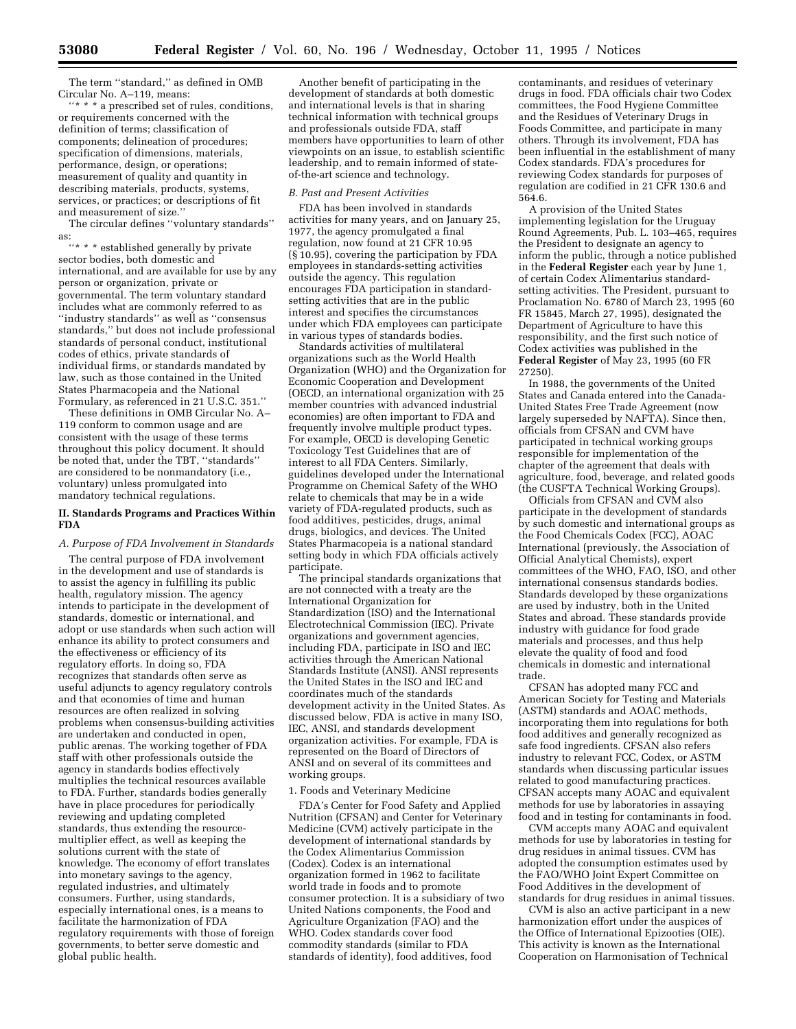The term ''standard,'' as defined in OMB Circular No. A–119, means:

''* * * a prescribed set of rules, conditions, or requirements concerned with the definition of terms; classification of components; delineation of procedures; specification of dimensions, materials, performance, design, or operations; measurement of quality and quantity in describing materials, products, systems, services, or practices; or descriptions of fit and measurement of size.''

The circular defines ''voluntary standards'' as:

''* * * established generally by private sector bodies, both domestic and international, and are available for use by any person or organization, private or governmental. The term voluntary standard includes what are commonly referred to as ''industry standards'' as well as ''consensus standards,'' but does not include professional standards of personal conduct, institutional codes of ethics, private standards of individual firms, or standards mandated by law, such as those contained in the United States Pharmacopeia and the National Formulary, as referenced in 21 U.S.C. 351.''

These definitions in OMB Circular No. A–119 conform to common usage and are consistent with the usage of these terms throughout this policy document. It should be noted that, under the TBT, ''standards'' are considered to be nonmandatory (i.e., voluntary) unless promulgated into mandatory technical regulations.

## II. Standards Programs and Practices Within FDA

### *A. Purpose of FDA Involvement in Standards*

The central purpose of FDA involvement in the development and use of standards is to assist the agency in fulfilling its public health, regulatory mission. The agency intends to participate in the development of standards, domestic or international, and adopt or use standards when such action will enhance its ability to protect consumers and the effectiveness or efficiency of its regulatory efforts. In doing so, FDA recognizes that standards often serve as useful adjuncts to agency regulatory controls and that economies of time and human resources are often realized in solving problems when consensus-building activities are undertaken and conducted in open, public arenas. The working together of FDA staff with other professionals outside the agency in standards bodies effectively multiplies the technical resources available to FDA. Further, standards bodies generally have in place procedures for periodically reviewing and updating completed standards, thus extending the resource-multiplier effect, as well as keeping the solutions current with the state of knowledge. The economy of effort translates into monetary savings to the agency, regulated industries, and ultimately consumers. Further, using standards, especially international ones, is a means to facilitate the harmonization of FDA regulatory requirements with those of foreign governments, to better serve domestic and global public health.

Another benefit of participating in the development of standards at both domestic and international levels is that in sharing technical information with technical groups and professionals outside FDA, staff members have opportunities to learn of other viewpoints on an issue, to establish scientific leadership, and to remain informed of state-of-the-art science and technology.

### *B. Past and Present Activities*

FDA has been involved in standards activities for many years, and on January 25, 1977, the agency promulgated a final regulation, now found at 21 CFR 10.95 (§ 10.95), covering the participation by FDA employees in standards-setting activities outside the agency. This regulation encourages FDA participation in standard-setting activities that are in the public interest and specifies the circumstances under which FDA employees can participate in various types of standards bodies.

Standards activities of multilateral organizations such as the World Health Organization (WHO) and the Organization for Economic Cooperation and Development (OECD, an international organization with 25 member countries with advanced industrial economies) are often important to FDA and frequently involve multiple product types. For example, OECD is developing Genetic Toxicology Test Guidelines that are of interest to all FDA Centers. Similarly, guidelines developed under the International Programme on Chemical Safety of the WHO relate to chemicals that may be in a wide variety of FDA-regulated products, such as food additives, pesticides, drugs, animal drugs, biologics, and devices. The United States Pharmacopeia is a national standard setting body in which FDA officials actively participate.

The principal standards organizations that are not connected with a treaty are the International Organization for Standardization (ISO) and the International Electrotechnical Commission (IEC). Private organizations and government agencies, including FDA, participate in ISO and IEC activities through the American National Standards Institute (ANSI). ANSI represents the United States in the ISO and IEC and coordinates much of the standards development activity in the United States. As discussed below, FDA is active in many ISO, IEC, ANSI, and standards development organization activities. For example, FDA is represented on the Board of Directors of ANSI and on several of its committees and working groups.

#### 1. Foods and Veterinary Medicine

FDA's Center for Food Safety and Applied Nutrition (CFSAN) and Center for Veterinary Medicine (CVM) actively participate in the development of international standards by the Codex Alimentarius Commission (Codex). Codex is an international organization formed in 1962 to facilitate world trade in foods and to promote consumer protection. It is a subsidiary of two United Nations components, the Food and Agriculture Organization (FAO) and the WHO. Codex standards cover food commodity standards (similar to FDA standards of identity), food additives, food contaminants, and residues of veterinary drugs in food. FDA officials chair two Codex committees, the Food Hygiene Committee and the Residues of Veterinary Drugs in Foods Committee, and participate in many others. Through its involvement, FDA has been influential in the establishment of many Codex standards. FDA's procedures for reviewing Codex standards for purposes of regulation are codified in 21 CFR 130.6 and 564.6.

A provision of the United States implementing legislation for the Uruguay Round Agreements, Pub. L. 103–465, requires the President to designate an agency to inform the public, through a notice published in the **Federal Register** each year by June 1, of certain Codex Alimentarius standard-setting activities. The President, pursuant to Proclamation No. 6780 of March 23, 1995 (60 FR 15845, March 27, 1995), designated the Department of Agriculture to have this responsibility, and the first such notice of Codex activities was published in the **Federal Register** of May 23, 1995 (60 FR 27250).

In 1988, the governments of the United States and Canada entered into the Canada-United States Free Trade Agreement (now largely superseded by NAFTA). Since then, officials from CFSAN and CVM have participated in technical working groups responsible for implementation of the chapter of the agreement that deals with agriculture, food, beverage, and related goods (the CUSFTA Technical Working Groups).

Officials from CFSAN and CVM also participate in the development of standards by such domestic and international groups as the Food Chemicals Codex (FCC), AOAC International (previously, the Association of Official Analytical Chemists), expert committees of the WHO, FAO, ISO, and other international consensus standards bodies. Standards developed by these organizations are used by industry, both in the United States and abroad. These standards provide industry with guidance for food grade materials and processes, and thus help elevate the quality of food and food chemicals in domestic and international trade.

CFSAN has adopted many FCC and American Society for Testing and Materials (ASTM) standards and AOAC methods, incorporating them into regulations for both food additives and generally recognized as safe food ingredients. CFSAN also refers industry to relevant FCC, Codex, or ASTM standards when discussing particular issues related to good manufacturing practices. CFSAN accepts many AOAC and equivalent methods for use by laboratories in assaying food and in testing for contaminants in food.

CVM accepts many AOAC and equivalent methods for use by laboratories in testing for drug residues in animal tissues. CVM has adopted the consumption estimates used by the FAO/WHO Joint Expert Committee on Food Additives in the development of standards for drug residues in animal tissues.

CVM is also an active participant in a new harmonization effort under the auspices of the Office of International Epizooties (OIE). This activity is known as the International Cooperation on Harmonisation of Technical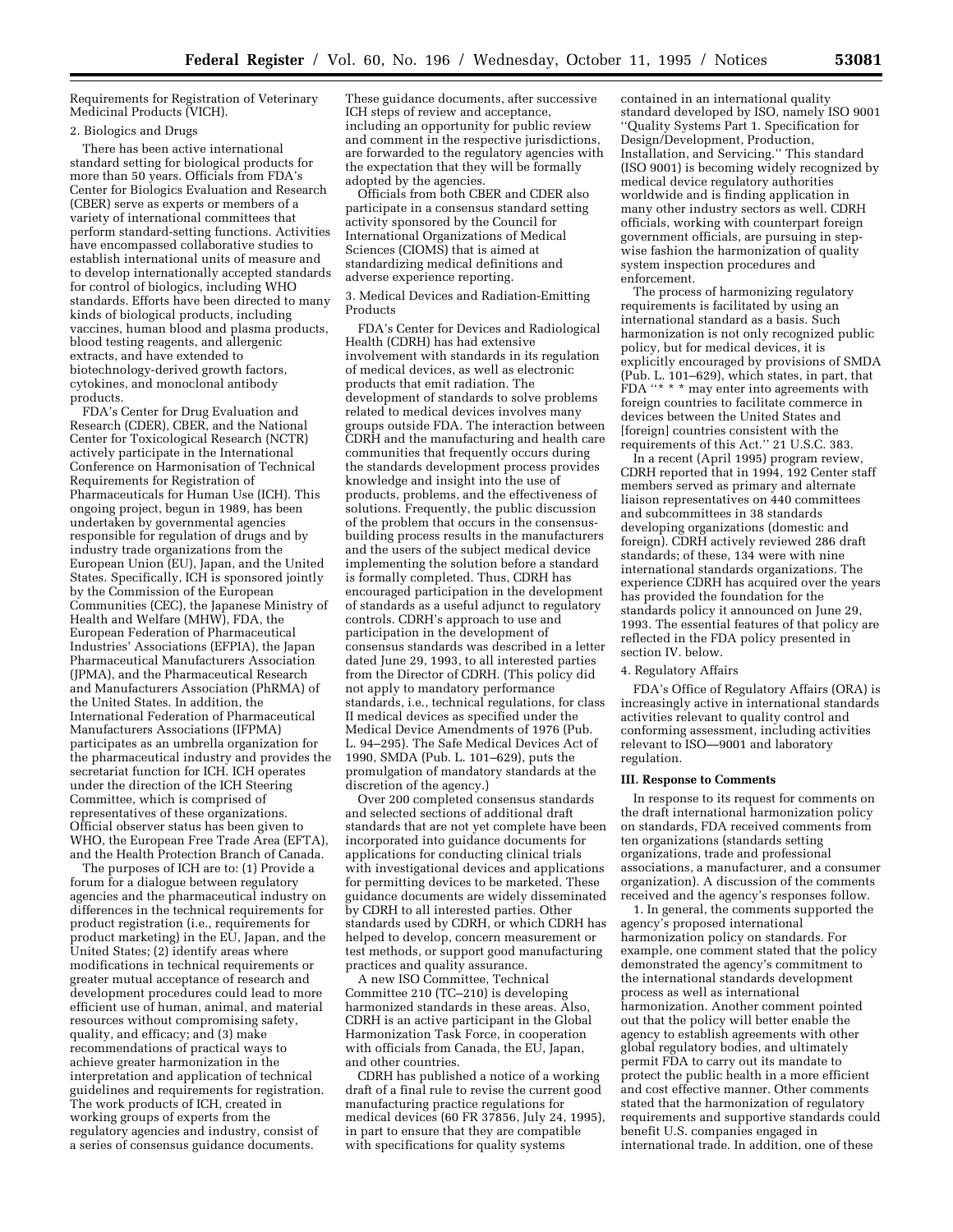Requirements for Registration of Veterinary Medicinal Products (VICH).

2. Biologics and Drugs

There has been active international standard setting for biological products for more than 50 years. Officials from FDA's Center for Biologics Evaluation and Research (CBER) serve as experts or members of a variety of international committees that perform standard-setting functions. Activities have encompassed collaborative studies to establish international units of measure and to develop internationally accepted standards for control of biologics, including WHO standards. Efforts have been directed to many kinds of biological products, including vaccines, human blood and plasma products, blood testing reagents, and allergenic extracts, and have extended to biotechnology-derived growth factors, cytokines, and monoclonal antibody products.

FDA's Center for Drug Evaluation and Research (CDER), CBER, and the National Center for Toxicological Research (NCTR) actively participate in the International Conference on Harmonisation of Technical Requirements for Registration of Pharmaceuticals for Human Use (ICH). This ongoing project, begun in 1989, has been undertaken by governmental agencies responsible for regulation of drugs and by industry trade organizations from the European Union (EU), Japan, and the United States. Specifically, ICH is sponsored jointly by the Commission of the European Communities (CEC), the Japanese Ministry of Health and Welfare (MHW), FDA, the European Federation of Pharmaceutical Industries' Associations (EFPIA), the Japan Pharmaceutical Manufacturers Association (JPMA), and the Pharmaceutical Research and Manufacturers Association (PhRMA) of the United States. In addition, the International Federation of Pharmaceutical Manufacturers Associations (IFPMA) participates as an umbrella organization for the pharmaceutical industry and provides the secretariat function for ICH. ICH operates under the direction of the ICH Steering Committee, which is comprised of representatives of these organizations. Official observer status has been given to WHO, the European Free Trade Area (EFTA), and the Health Protection Branch of Canada.

The purposes of ICH are to: (1) Provide a forum for a dialogue between regulatory agencies and the pharmaceutical industry on differences in the technical requirements for product registration (i.e., requirements for product marketing) in the EU, Japan, and the United States; (2) identify areas where modifications in technical requirements or greater mutual acceptance of research and development procedures could lead to more efficient use of human, animal, and material resources without compromising safety, quality, and efficacy; and (3) make recommendations of practical ways to achieve greater harmonization in the interpretation and application of technical guidelines and requirements for registration. The work products of ICH, created in working groups of experts from the regulatory agencies and industry, consist of a series of consensus guidance documents. These guidance documents, after successive ICH steps of review and acceptance, including an opportunity for public review and comment in the respective jurisdictions, are forwarded to the regulatory agencies with the expectation that they will be formally adopted by the agencies.

Officials from both CBER and CDER also participate in a consensus standard setting activity sponsored by the Council for International Organizations of Medical Sciences (CIOMS) that is aimed at standardizing medical definitions and adverse experience reporting.

3. Medical Devices and Radiation-Emitting Products

FDA's Center for Devices and Radiological Health (CDRH) has had extensive involvement with standards in its regulation of medical devices, as well as electronic products that emit radiation. The development of standards to solve problems related to medical devices involves many groups outside FDA. The interaction between CDRH and the manufacturing and health care communities that frequently occurs during the standards development process provides knowledge and insight into the use of products, problems, and the effectiveness of solutions. Frequently, the public discussion of the problem that occurs in the consensus-building process results in the manufacturers and the users of the subject medical device implementing the solution before a standard is formally completed. Thus, CDRH has encouraged participation in the development of standards as a useful adjunct to regulatory controls. CDRH's approach to use and participation in the development of consensus standards was described in a letter dated June 29, 1993, to all interested parties from the Director of CDRH. (This policy did not apply to mandatory performance standards, i.e., technical regulations, for class II medical devices as specified under the Medical Device Amendments of 1976 (Pub. L. 94–295). The Safe Medical Devices Act of 1990, SMDA (Pub. L. 101–629), puts the promulgation of mandatory standards at the discretion of the agency.)

Over 200 completed consensus standards and selected sections of additional draft standards that are not yet complete have been incorporated into guidance documents for applications for conducting clinical trials with investigational devices and applications for permitting devices to be marketed. These guidance documents are widely disseminated by CDRH to all interested parties. Other standards used by CDRH, or which CDRH has helped to develop, concern measurement or test methods, or support good manufacturing practices and quality assurance.

A new ISO Committee, Technical Committee 210 (TC–210) is developing harmonized standards in these areas. Also, CDRH is an active participant in the Global Harmonization Task Force, in cooperation with officials from Canada, the EU, Japan, and other countries.

CDRH has published a notice of a working draft of a final rule to revise the current good manufacturing practice regulations for medical devices (60 FR 37856, July 24, 1995), in part to ensure that they are compatible with specifications for quality systems contained in an international quality standard developed by ISO, namely ISO 9001 ''Quality Systems Part 1. Specification for Design/Development, Production, Installation, and Servicing.'' This standard (ISO 9001) is becoming widely recognized by medical device regulatory authorities worldwide and is finding application in many other industry sectors as well. CDRH officials, working with counterpart foreign government officials, are pursuing in step-wise fashion the harmonization of quality system inspection procedures and enforcement.

The process of harmonizing regulatory requirements is facilitated by using an international standard as a basis. Such harmonization is not only recognized public policy, but for medical devices, it is explicitly encouraged by provisions of SMDA (Pub. L. 101–629), which states, in part, that FDA ''* * * may enter into agreements with foreign countries to facilitate commerce in devices between the United States and [foreign] countries consistent with the requirements of this Act.'' 21 U.S.C. 383.

In a recent (April 1995) program review, CDRH reported that in 1994, 192 Center staff members served as primary and alternate liaison representatives on 440 committees and subcommittees in 38 standards developing organizations (domestic and foreign). CDRH actively reviewed 286 draft standards; of these, 134 were with nine international standards organizations. The experience CDRH has acquired over the years has provided the foundation for the standards policy it announced on June 29, 1993. The essential features of that policy are reflected in the FDA policy presented in section IV. below.

4. Regulatory Affairs

FDA's Office of Regulatory Affairs (ORA) is increasingly active in international standards activities relevant to quality control and conforming assessment, including activities relevant to ISO—9001 and laboratory regulation.

## III. Response to Comments

In response to its request for comments on the draft international harmonization policy on standards, FDA received comments from ten organizations (standards setting organizations, trade and professional associations, a manufacturer, and a consumer organization). A discussion of the comments received and the agency's responses follow.

1. In general, the comments supported the agency's proposed international harmonization policy on standards. For example, one comment stated that the policy demonstrated the agency's commitment to the international standards development process as well as international harmonization. Another comment pointed out that the policy will better enable the agency to establish agreements with other global regulatory bodies, and ultimately permit FDA to carry out its mandate to protect the public health in a more efficient and cost effective manner. Other comments stated that the harmonization of regulatory requirements and supportive standards could benefit U.S. companies engaged in international trade. In addition, one of these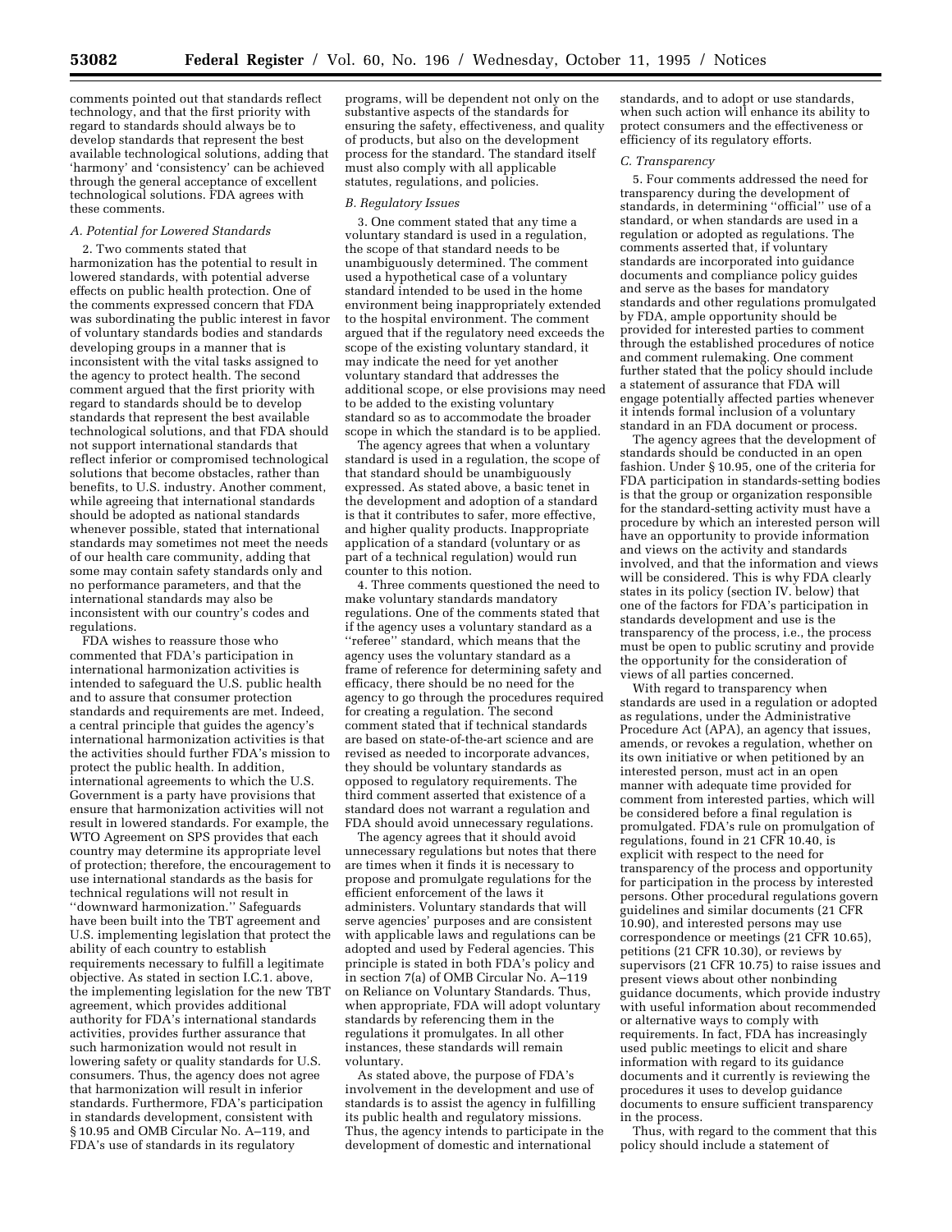comments pointed out that standards reflect technology, and that the first priority with regard to standards should always be to develop standards that represent the best available technological solutions, adding that 'harmony' and 'consistency' can be achieved through the general acceptance of excellent technological solutions. FDA agrees with these comments.

*A. Potential for Lowered Standards*

2. Two comments stated that harmonization has the potential to result in lowered standards, with potential adverse effects on public health protection. One of the comments expressed concern that FDA was subordinating the public interest in favor of voluntary standards bodies and standards developing groups in a manner that is inconsistent with the vital tasks assigned to the agency to protect health. The second comment argued that the first priority with regard to standards should be to develop standards that represent the best available technological solutions, and that FDA should not support international standards that reflect inferior or compromised technological solutions that become obstacles, rather than benefits, to U.S. industry. Another comment, while agreeing that international standards should be adopted as national standards whenever possible, stated that international standards may sometimes not meet the needs of our health care community, adding that some may contain safety standards only and no performance parameters, and that the international standards may also be inconsistent with our country's codes and regulations.

FDA wishes to reassure those who commented that FDA's participation in international harmonization activities is intended to safeguard the U.S. public health and to assure that consumer protection standards and requirements are met. Indeed, a central principle that guides the agency's international harmonization activities is that the activities should further FDA's mission to protect the public health. In addition, international agreements to which the U.S. Government is a party have provisions that ensure that harmonization activities will not result in lowered standards. For example, the WTO Agreement on SPS provides that each country may determine its appropriate level of protection; therefore, the encouragement to use international standards as the basis for technical regulations will not result in ''downward harmonization.'' Safeguards have been built into the TBT agreement and U.S. implementing legislation that protect the ability of each country to establish requirements necessary to fulfill a legitimate objective. As stated in section I.C.1. above, the implementing legislation for the new TBT agreement, which provides additional authority for FDA's international standards activities, provides further assurance that such harmonization would not result in lowering safety or quality standards for U.S. consumers. Thus, the agency does not agree that harmonization will result in inferior standards. Furthermore, FDA's participation in standards development, consistent with § 10.95 and OMB Circular No. A–119, and FDA's use of standards in its regulatory programs, will be dependent not only on the substantive aspects of the standards for ensuring the safety, effectiveness, and quality of products, but also on the development process for the standard. The standard itself must also comply with all applicable statutes, regulations, and policies.

*B. Regulatory Issues*

3. One comment stated that any time a voluntary standard is used in a regulation, the scope of that standard needs to be unambiguously determined. The comment used a hypothetical case of a voluntary standard intended to be used in the home environment being inappropriately extended to the hospital environment. The comment argued that if the regulatory need exceeds the scope of the existing voluntary standard, it may indicate the need for yet another voluntary standard that addresses the additional scope, or else provisions may need to be added to the existing voluntary standard so as to accommodate the broader scope in which the standard is to be applied.

The agency agrees that when a voluntary standard is used in a regulation, the scope of that standard should be unambiguously expressed. As stated above, a basic tenet in the development and adoption of a standard is that it contributes to safer, more effective, and higher quality products. Inappropriate application of a standard (voluntary or as part of a technical regulation) would run counter to this notion.

4. Three comments questioned the need to make voluntary standards mandatory regulations. One of the comments stated that if the agency uses a voluntary standard as a ''referee'' standard, which means that the agency uses the voluntary standard as a frame of reference for determining safety and efficacy, there should be no need for the agency to go through the procedures required for creating a regulation. The second comment stated that if technical standards are based on state-of-the-art science and are revised as needed to incorporate advances, they should be voluntary standards as opposed to regulatory requirements. The third comment asserted that existence of a standard does not warrant a regulation and FDA should avoid unnecessary regulations.

The agency agrees that it should avoid unnecessary regulations but notes that there are times when it finds it is necessary to propose and promulgate regulations for the efficient enforcement of the laws it administers. Voluntary standards that will serve agencies' purposes and are consistent with applicable laws and regulations can be adopted and used by Federal agencies. This principle is stated in both FDA's policy and in section 7(a) of OMB Circular No. A–119 on Reliance on Voluntary Standards. Thus, when appropriate, FDA will adopt voluntary standards by referencing them in the regulations it promulgates. In all other instances, these standards will remain voluntary.

As stated above, the purpose of FDA's involvement in the development and use of standards is to assist the agency in fulfilling its public health and regulatory missions. Thus, the agency intends to participate in the development of domestic and international standards, and to adopt or use standards, when such action will enhance its ability to protect consumers and the effectiveness or efficiency of its regulatory efforts.

*C. Transparency*

5. Four comments addressed the need for transparency during the development of standards, in determining ''official'' use of a standard, or when standards are used in a regulation or adopted as regulations. The comments asserted that, if voluntary standards are incorporated into guidance documents and compliance policy guides and serve as the bases for mandatory standards and other regulations promulgated by FDA, ample opportunity should be provided for interested parties to comment through the established procedures of notice and comment rulemaking. One comment further stated that the policy should include a statement of assurance that FDA will engage potentially affected parties whenever it intends formal inclusion of a voluntary standard in an FDA document or process.

The agency agrees that the development of standards should be conducted in an open fashion. Under § 10.95, one of the criteria for FDA participation in standards-setting bodies is that the group or organization responsible for the standard-setting activity must have a procedure by which an interested person will have an opportunity to provide information and views on the activity and standards involved, and that the information and views will be considered. This is why FDA clearly states in its policy (section IV. below) that one of the factors for FDA's participation in standards development and use is the transparency of the process, i.e., the process must be open to public scrutiny and provide the opportunity for the consideration of views of all parties concerned.

With regard to transparency when standards are used in a regulation or adopted as regulations, under the Administrative Procedure Act (APA), an agency that issues, amends, or revokes a regulation, whether on its own initiative or when petitioned by an interested person, must act in an open manner with adequate time provided for comment from interested parties, which will be considered before a final regulation is promulgated. FDA's rule on promulgation of regulations, found in 21 CFR 10.40, is explicit with respect to the need for transparency of the process and opportunity for participation in the process by interested persons. Other procedural regulations govern guidelines and similar documents (21 CFR 10.90), and interested persons may use correspondence or meetings (21 CFR 10.65), petitions (21 CFR 10.30), or reviews by supervisors (21 CFR 10.75) to raise issues and present views about other nonbinding guidance documents, which provide industry with useful information about recommended or alternative ways to comply with requirements. In fact, FDA has increasingly used public meetings to elicit and share information with regard to its guidance documents and it currently is reviewing the procedures it uses to develop guidance documents to ensure sufficient transparency in the process.

Thus, with regard to the comment that this policy should include a statement of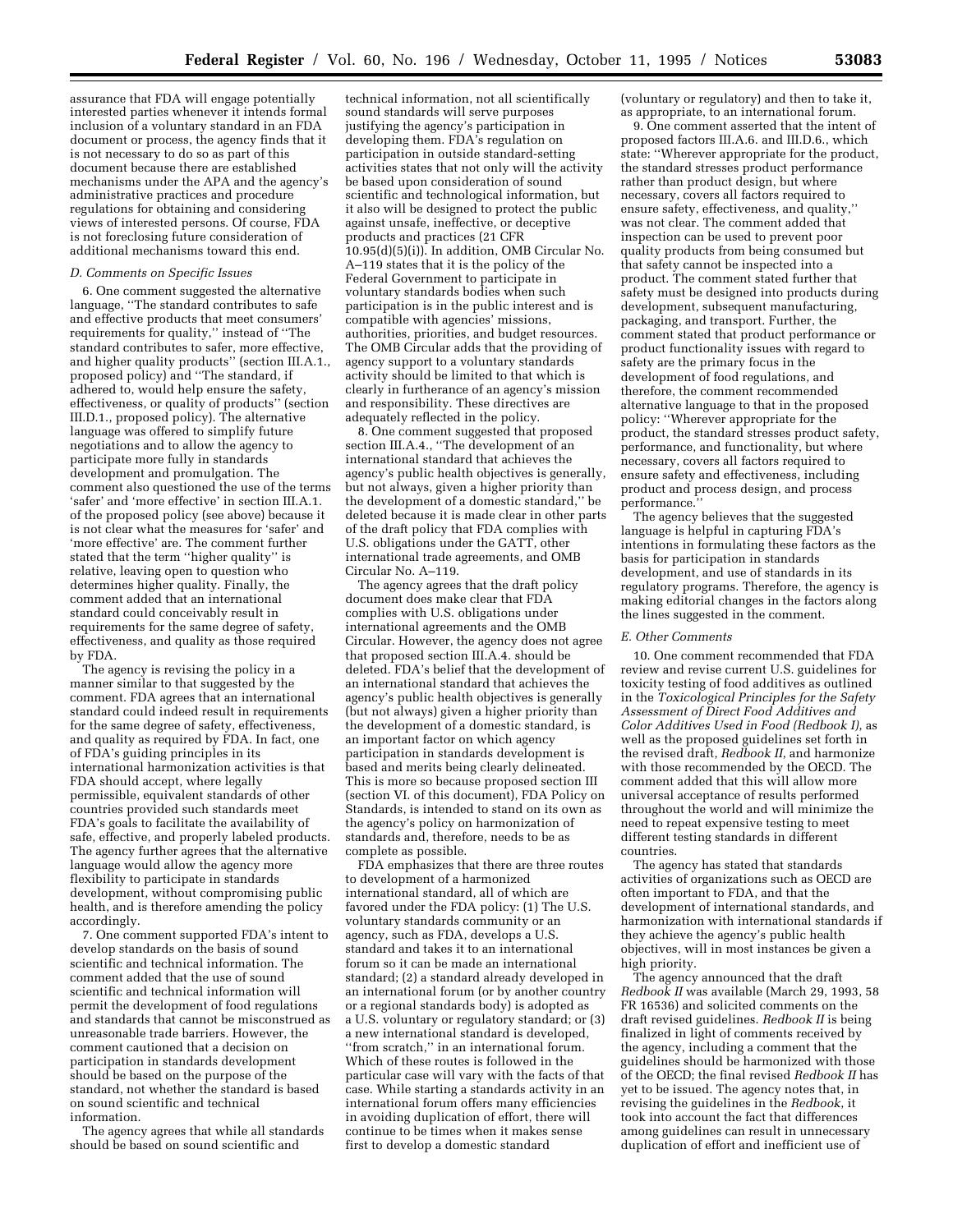assurance that FDA will engage potentially interested parties whenever it intends formal inclusion of a voluntary standard in an FDA document or process, the agency finds that it is not necessary to do so as part of this document because there are established mechanisms under the APA and the agency's administrative practices and procedure regulations for obtaining and considering views of interested persons. Of course, FDA is not foreclosing future consideration of additional mechanisms toward this end.

### *D. Comments on Specific Issues*

6. One comment suggested the alternative language, ''The standard contributes to safe and effective products that meet consumers' requirements for quality,'' instead of ''The standard contributes to safer, more effective, and higher quality products'' (section III.A.1., proposed policy) and ''The standard, if adhered to, would help ensure the safety, effectiveness, or quality of products'' (section III.D.1., proposed policy). The alternative language was offered to simplify future negotiations and to allow the agency to participate more fully in standards development and promulgation. The comment also questioned the use of the terms 'safer' and 'more effective' in section III.A.1. of the proposed policy (see above) because it is not clear what the measures for 'safer' and 'more effective' are. The comment further stated that the term ''higher quality'' is relative, leaving open to question who determines higher quality. Finally, the comment added that an international standard could conceivably result in requirements for the same degree of safety, effectiveness, and quality as those required by FDA.

The agency is revising the policy in a manner similar to that suggested by the comment. FDA agrees that an international standard could indeed result in requirements for the same degree of safety, effectiveness, and quality as required by FDA. In fact, one of FDA's guiding principles in its international harmonization activities is that FDA should accept, where legally permissible, equivalent standards of other countries provided such standards meet FDA's goals to facilitate the availability of safe, effective, and properly labeled products. The agency further agrees that the alternative language would allow the agency more flexibility to participate in standards development, without compromising public health, and is therefore amending the policy accordingly.

7. One comment supported FDA's intent to develop standards on the basis of sound scientific and technical information. The comment added that the use of sound scientific and technical information will permit the development of food regulations and standards that cannot be misconstrued as unreasonable trade barriers. However, the comment cautioned that a decision on participation in standards development should be based on the purpose of the standard, not whether the standard is based on sound scientific and technical information.

The agency agrees that while all standards should be based on sound scientific and technical information, not all scientifically sound standards will serve purposes justifying the agency's participation in developing them. FDA's regulation on participation in outside standard-setting activities states that not only will the activity be based upon consideration of sound scientific and technological information, but it also will be designed to protect the public against unsafe, ineffective, or deceptive products and practices (21 CFR 10.95(d)(5)(i)). In addition, OMB Circular No. A–119 states that it is the policy of the Federal Government to participate in voluntary standards bodies when such participation is in the public interest and is compatible with agencies' missions, authorities, priorities, and budget resources. The OMB Circular adds that the providing of agency support to a voluntary standards activity should be limited to that which is clearly in furtherance of an agency's mission and responsibility. These directives are adequately reflected in the policy.

8. One comment suggested that proposed section III.A.4., ''The development of an international standard that achieves the agency's public health objectives is generally, but not always, given a higher priority than the development of a domestic standard,'' be deleted because it is made clear in other parts of the draft policy that FDA complies with U.S. obligations under the GATT, other international trade agreements, and OMB Circular No. A–119.

The agency agrees that the draft policy document does make clear that FDA complies with U.S. obligations under international agreements and the OMB Circular. However, the agency does not agree that proposed section III.A.4. should be deleted. FDA's belief that the development of an international standard that achieves the agency's public health objectives is generally (but not always) given a higher priority than the development of a domestic standard, is an important factor on which agency participation in standards development is based and merits being clearly delineated. This is more so because proposed section III (section VI. of this document), FDA Policy on Standards, is intended to stand on its own as the agency's policy on harmonization of standards and, therefore, needs to be as complete as possible.

FDA emphasizes that there are three routes to development of a harmonized international standard, all of which are favored under the FDA policy: (1) The U.S. voluntary standards community or an agency, such as FDA, develops a U.S. standard and takes it to an international forum so it can be made an international standard; (2) a standard already developed in an international forum (or by another country or a regional standards body) is adopted as a U.S. voluntary or regulatory standard; or (3) a new international standard is developed, ''from scratch,'' in an international forum. Which of these routes is followed in the particular case will vary with the facts of that case. While starting a standards activity in an international forum offers many efficiencies in avoiding duplication of effort, there will continue to be times when it makes sense first to develop a domestic standard (voluntary or regulatory) and then to take it, as appropriate, to an international forum.

9. One comment asserted that the intent of proposed factors III.A.6. and III.D.6., which state: ''Wherever appropriate for the product, the standard stresses product performance rather than product design, but where necessary, covers all factors required to ensure safety, effectiveness, and quality,'' was not clear. The comment added that inspection can be used to prevent poor quality products from being consumed but that safety cannot be inspected into a product. The comment stated further that safety must be designed into products during development, subsequent manufacturing, packaging, and transport. Further, the comment stated that product performance or product functionality issues with regard to safety are the primary focus in the development of food regulations, and therefore, the comment recommended alternative language to that in the proposed policy: ''Wherever appropriate for the product, the standard stresses product safety, performance, and functionality, but where necessary, covers all factors required to ensure safety and effectiveness, including product and process design, and process performance.''

The agency believes that the suggested language is helpful in capturing FDA's intentions in formulating these factors as the basis for participation in standards development, and use of standards in its regulatory programs. Therefore, the agency is making editorial changes in the factors along the lines suggested in the comment.

### *E. Other Comments*

10. One comment recommended that FDA review and revise current U.S. guidelines for toxicity testing of food additives as outlined in the *Toxicological Principles for the Safety Assessment of Direct Food Additives and Color Additives Used in Food (Redbook I)*, as well as the proposed guidelines set forth in the revised draft, *Redbook II*, and harmonize with those recommended by the OECD. The comment added that this will allow more universal acceptance of results performed throughout the world and will minimize the need to repeat expensive testing to meet different testing standards in different countries.

The agency has stated that standards activities of organizations such as OECD are often important to FDA, and that the development of international standards, and harmonization with international standards if they achieve the agency's public health objectives, will in most instances be given a high priority.

The agency announced that the draft *Redbook II* was available (March 29, 1993, 58 FR 16536) and solicited comments on the draft revised guidelines. *Redbook II* is being finalized in light of comments received by the agency, including a comment that the guidelines should be harmonized with those of the OECD; the final revised *Redbook II* has yet to be issued. The agency notes that, in revising the guidelines in the *Redbook*, it took into account the fact that differences among guidelines can result in unnecessary duplication of effort and inefficient use of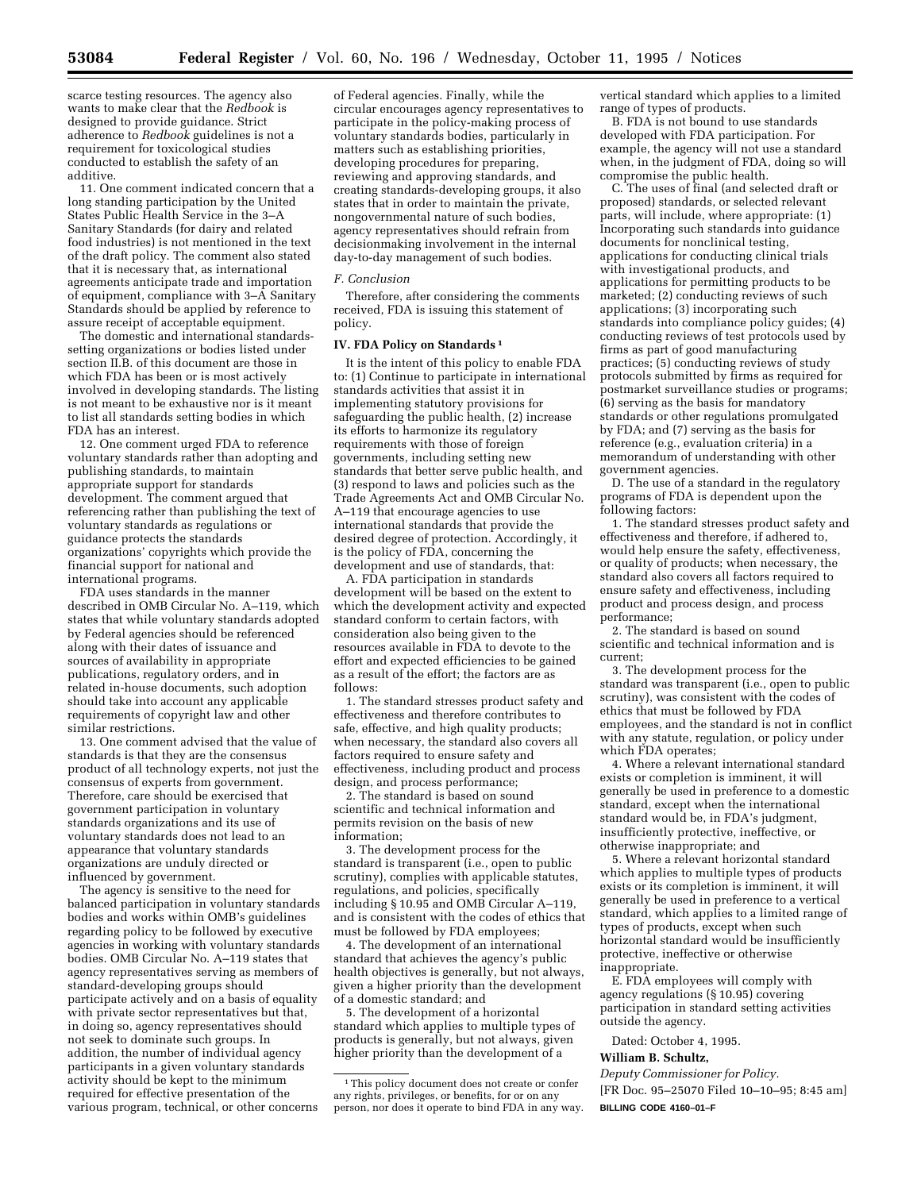scarce testing resources. The agency also wants to make clear that the *Redbook* is designed to provide guidance. Strict adherence to *Redbook* guidelines is not a requirement for toxicological studies conducted to establish the safety of an additive.

11. One comment indicated concern that a long standing participation by the United States Public Health Service in the 3–A Sanitary Standards (for dairy and related food industries) is not mentioned in the text of the draft policy. The comment also stated that it is necessary that, as international agreements anticipate trade and importation of equipment, compliance with 3–A Sanitary Standards should be applied by reference to assure receipt of acceptable equipment.

The domestic and international standards-setting organizations or bodies listed under section II.B. of this document are those in which FDA has been or is most actively involved in developing standards. The listing is not meant to be exhaustive nor is it meant to list all standards setting bodies in which FDA has an interest.

12. One comment urged FDA to reference voluntary standards rather than adopting and publishing standards, to maintain appropriate support for standards development. The comment argued that referencing rather than publishing the text of voluntary standards as regulations or guidance protects the standards organizations' copyrights which provide the financial support for national and international programs.

FDA uses standards in the manner described in OMB Circular No. A–119, which states that while voluntary standards adopted by Federal agencies should be referenced along with their dates of issuance and sources of availability in appropriate publications, regulatory orders, and in related in-house documents, such adoption should take into account any applicable requirements of copyright law and other similar restrictions.

13. One comment advised that the value of standards is that they are the consensus product of all technology experts, not just the consensus of experts from government. Therefore, care should be exercised that government participation in voluntary standards organizations and its use of voluntary standards does not lead to an appearance that voluntary standards organizations are unduly directed or influenced by government.

The agency is sensitive to the need for balanced participation in voluntary standards bodies and works within OMB's guidelines regarding policy to be followed by executive agencies in working with voluntary standards bodies. OMB Circular No. A–119 states that agency representatives serving as members of standard-developing groups should participate actively and on a basis of equality with private sector representatives but that, in doing so, agency representatives should not seek to dominate such groups. In addition, the number of individual agency participants in a given voluntary standards activity should be kept to the minimum required for effective presentation of the various program, technical, or other concerns of Federal agencies. Finally, while the circular encourages agency representatives to participate in the policy-making process of voluntary standards bodies, particularly in matters such as establishing priorities, developing procedures for preparing, reviewing and approving standards, and creating standards-developing groups, it also states that in order to maintain the private, nongovernmental nature of such bodies, agency representatives should refrain from decisionmaking involvement in the internal day-to-day management of such bodies.

### *F. Conclusion*

Therefore, after considering the comments received, FDA is issuing this statement of policy.

## IV. FDA Policy on Standards [1]

It is the intent of this policy to enable FDA to: (1) Continue to participate in international standards activities that assist it in implementing statutory provisions for safeguarding the public health, (2) increase its efforts to harmonize its regulatory requirements with those of foreign governments, including setting new standards that better serve public health, and (3) respond to laws and policies such as the Trade Agreements Act and OMB Circular No. A–119 that encourage agencies to use international standards that provide the desired degree of protection. Accordingly, it is the policy of FDA, concerning the development and use of standards, that:

A. FDA participation in standards development will be based on the extent to which the development activity and expected standard conform to certain factors, with consideration also being given to the resources available in FDA to devote to the effort and expected efficiencies to be gained as a result of the effort; the factors are as follows:

1. The standard stresses product safety and effectiveness and therefore contributes to safe, effective, and high quality products; when necessary, the standard also covers all factors required to ensure safety and effectiveness, including product and process design, and process performance;

2. The standard is based on sound scientific and technical information and permits revision on the basis of new information;

3. The development process for the standard is transparent (i.e., open to public scrutiny), complies with applicable statutes, regulations, and policies, specifically including § 10.95 and OMB Circular A–119, and is consistent with the codes of ethics that must be followed by FDA employees;

4. The development of an international standard that achieves the agency's public health objectives is generally, but not always, given a higher priority than the development of a domestic standard; and

5. The development of a horizontal standard which applies to multiple types of products is generally, but not always, given higher priority than the development of a vertical standard which applies to a limited range of types of products.

B. FDA is not bound to use standards developed with FDA participation. For example, the agency will not use a standard when, in the judgment of FDA, doing so will compromise the public health.

C. The uses of final (and selected draft or proposed) standards, or selected relevant parts, will include, where appropriate: (1) Incorporating such standards into guidance documents for nonclinical testing, applications for conducting clinical trials with investigational products, and applications for permitting products to be marketed; (2) conducting reviews of such applications; (3) incorporating such standards into compliance policy guides; (4) conducting reviews of test protocols used by firms as part of good manufacturing practices; (5) conducting reviews of study protocols submitted by firms as required for postmarket surveillance studies or programs; (6) serving as the basis for mandatory standards or other regulations promulgated by FDA; and (7) serving as the basis for reference (e.g., evaluation criteria) in a memorandum of understanding with other government agencies.

D. The use of a standard in the regulatory programs of FDA is dependent upon the following factors:

1. The standard stresses product safety and effectiveness and therefore, if adhered to, would help ensure the safety, effectiveness, or quality of products; when necessary, the standard also covers all factors required to ensure safety and effectiveness, including product and process design, and process performance;

2. The standard is based on sound scientific and technical information and is current;

3. The development process for the standard was transparent (i.e., open to public scrutiny), was consistent with the codes of ethics that must be followed by FDA employees, and the standard is not in conflict with any statute, regulation, or policy under which FDA operates;

4. Where a relevant international standard exists or completion is imminent, it will generally be used in preference to a domestic standard, except when the international standard would be, in FDA's judgment, insufficiently protective, ineffective, or otherwise inappropriate; and

5. Where a relevant horizontal standard which applies to multiple types of products exists or its completion is imminent, it will generally be used in preference to a vertical standard, which applies to a limited range of types of products, except when such horizontal standard would be insufficiently protective, ineffective or otherwise inappropriate.

E. FDA employees will comply with agency regulations (§ 10.95) covering participation in standard setting activities outside the agency.

Dated: October 4, 1995.

**William B. Schultz,**

*Deputy Commissioner for Policy.*

[FR Doc. 95–25070 Filed 10–10–95; 8:45 am]

**BILLING CODE 4160–01–F**

[1] This policy document does not create or confer any rights, privileges, or benefits, for or on any person, nor does it operate to bind FDA in any way.